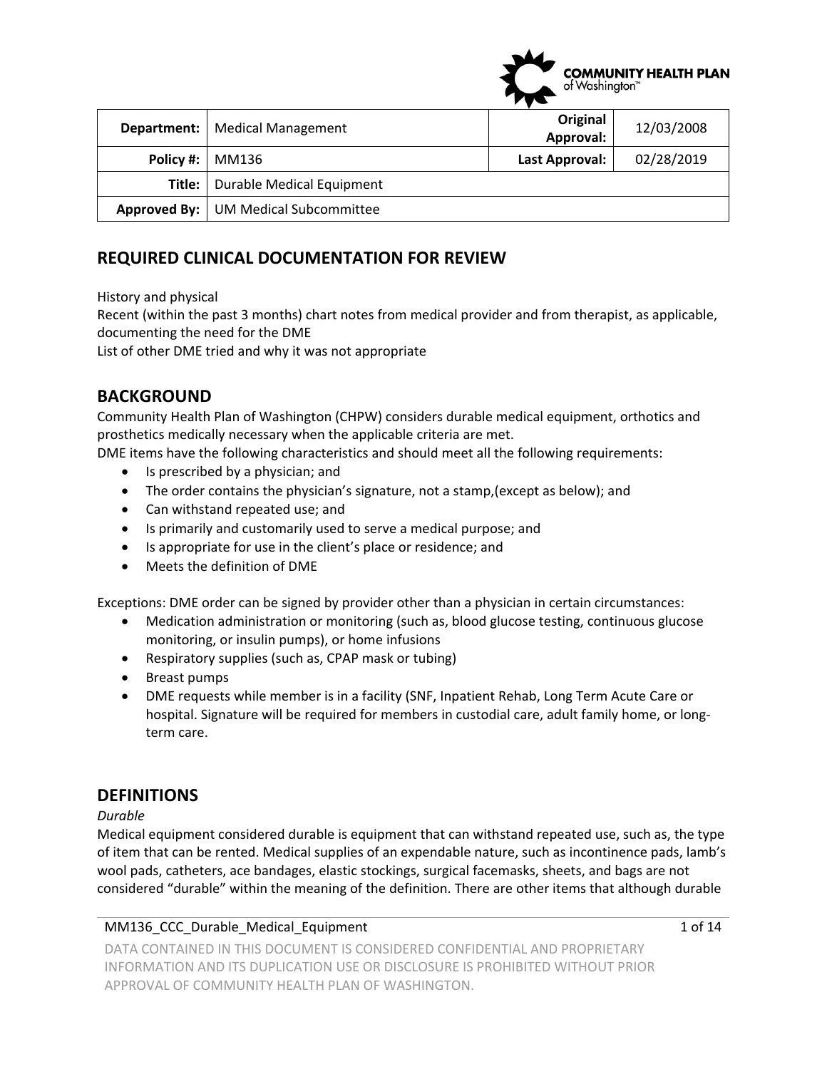| **Department:** | Medical Management | **Original Approval:** | 12/03/2008 |
|---|---|---|---|
| **Policy #:** | MM136 | **Last Approval:** | 02/28/2019 |
| **Title:** | Durable Medical Equipment | | |
| **Approved By:** | UM Medical Subcommittee | | |

## REQUIRED CLINICAL DOCUMENTATION FOR REVIEW

History and physical
Recent (within the past 3 months) chart notes from medical provider and from therapist, as applicable, documenting the need for the DME
List of other DME tried and why it was not appropriate

## BACKGROUND

Community Health Plan of Washington (CHPW) considers durable medical equipment, orthotics and prosthetics medically necessary when the applicable criteria are met.
DME items have the following characteristics and should meet all the following requirements:

- Is prescribed by a physician; and
- The order contains the physician's signature, not a stamp,(except as below); and
- Can withstand repeated use; and
- Is primarily and customarily used to serve a medical purpose; and
- Is appropriate for use in the client's place or residence; and
- Meets the definition of DME

Exceptions: DME order can be signed by provider other than a physician in certain circumstances:

- Medication administration or monitoring (such as, blood glucose testing, continuous glucose monitoring, or insulin pumps), or home infusions
- Respiratory supplies (such as, CPAP mask or tubing)
- Breast pumps
- DME requests while member is in a facility (SNF, Inpatient Rehab, Long Term Acute Care or hospital. Signature will be required for members in custodial care, adult family home, or long-term care.

## DEFINITIONS

*Durable*
Medical equipment considered durable is equipment that can withstand repeated use, such as, the type of item that can be rented. Medical supplies of an expendable nature, such as incontinence pads, lamb's wool pads, catheters, ace bandages, elastic stockings, surgical facemasks, sheets, and bags are not considered "durable" within the meaning of the definition. There are other items that although durable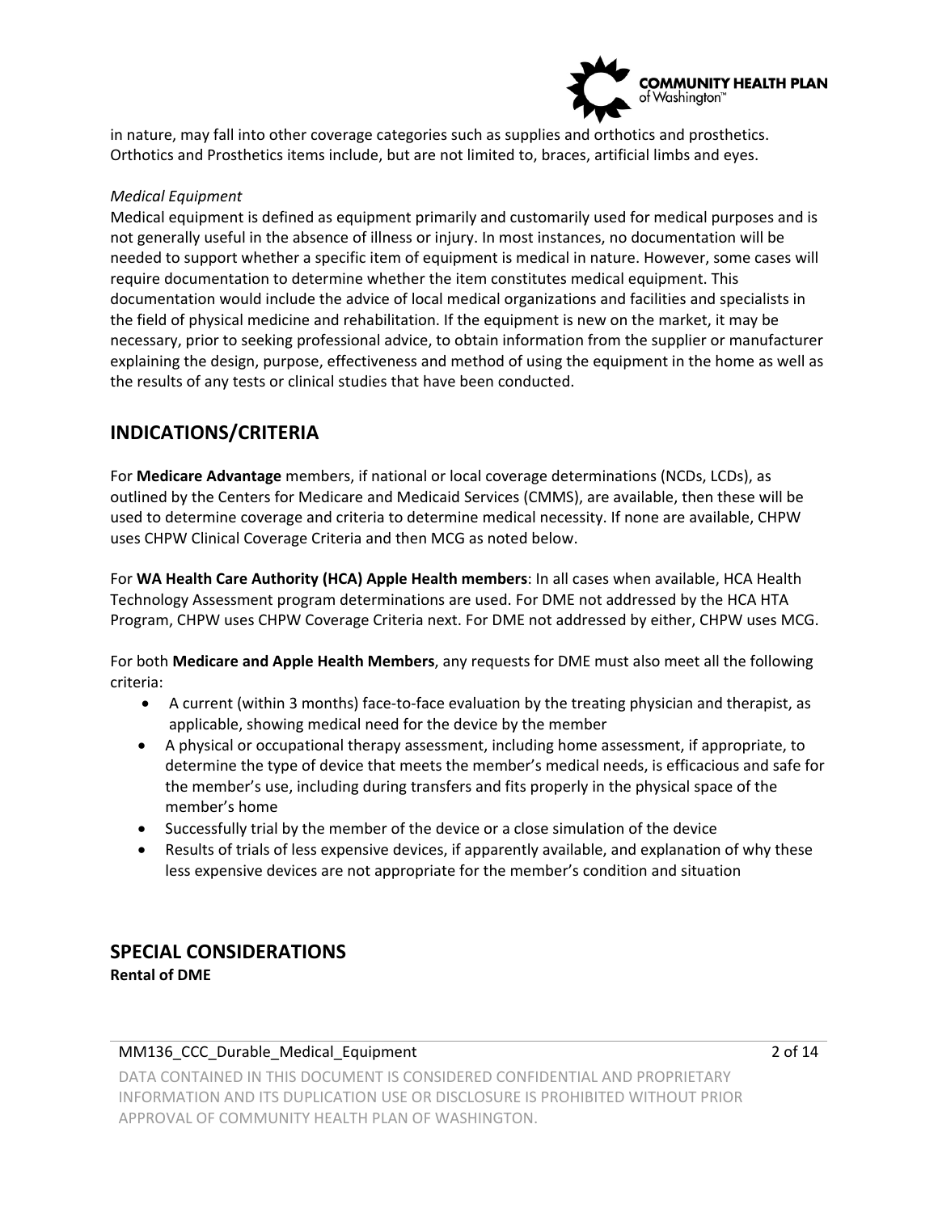in nature, may fall into other coverage categories such as supplies and orthotics and prosthetics. Orthotics and Prosthetics items include, but are not limited to, braces, artificial limbs and eyes.

*Medical Equipment*

Medical equipment is defined as equipment primarily and customarily used for medical purposes and is not generally useful in the absence of illness or injury. In most instances, no documentation will be needed to support whether a specific item of equipment is medical in nature. However, some cases will require documentation to determine whether the item constitutes medical equipment. This documentation would include the advice of local medical organizations and facilities and specialists in the field of physical medicine and rehabilitation. If the equipment is new on the market, it may be necessary, prior to seeking professional advice, to obtain information from the supplier or manufacturer explaining the design, purpose, effectiveness and method of using the equipment in the home as well as the results of any tests or clinical studies that have been conducted.

## INDICATIONS/CRITERIA

For **Medicare Advantage** members, if national or local coverage determinations (NCDs, LCDs), as outlined by the Centers for Medicare and Medicaid Services (CMMS), are available, then these will be used to determine coverage and criteria to determine medical necessity. If none are available, CHPW uses CHPW Clinical Coverage Criteria and then MCG as noted below.

For **WA Health Care Authority (HCA) Apple Health members**: In all cases when available, HCA Health Technology Assessment program determinations are used. For DME not addressed by the HCA HTA Program, CHPW uses CHPW Coverage Criteria next. For DME not addressed by either, CHPW uses MCG.

For both **Medicare and Apple Health Members**, any requests for DME must also meet all the following criteria:

- A current (within 3 months) face-to-face evaluation by the treating physician and therapist, as applicable, showing medical need for the device by the member
- A physical or occupational therapy assessment, including home assessment, if appropriate, to determine the type of device that meets the member's medical needs, is efficacious and safe for the member's use, including during transfers and fits properly in the physical space of the member's home
- Successfully trial by the member of the device or a close simulation of the device
- Results of trials of less expensive devices, if apparently available, and explanation of why these less expensive devices are not appropriate for the member's condition and situation

## SPECIAL CONSIDERATIONS

**Rental of DME**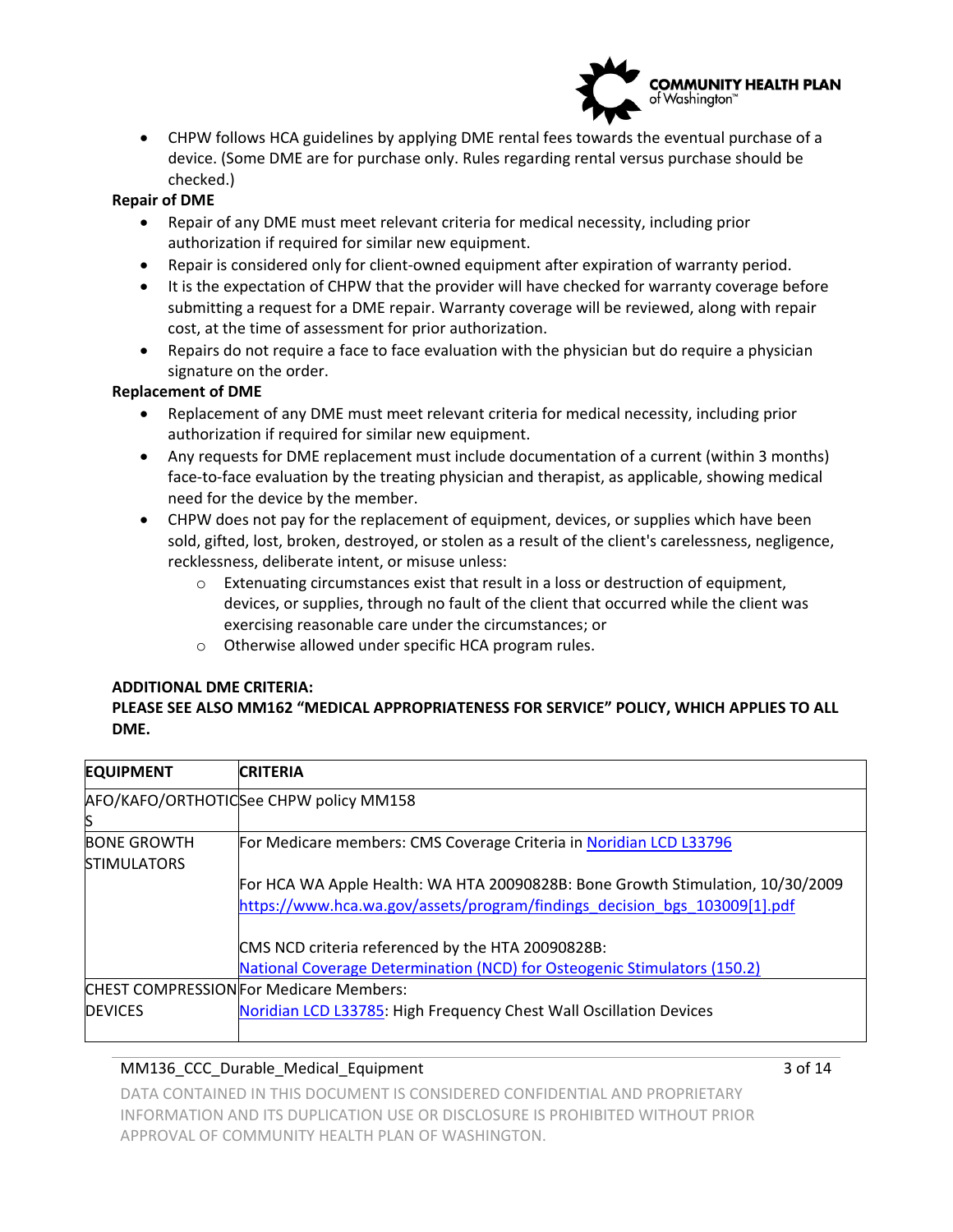- CHPW follows HCA guidelines by applying DME rental fees towards the eventual purchase of a device. (Some DME are for purchase only. Rules regarding rental versus purchase should be checked.)

**Repair of DME**

- Repair of any DME must meet relevant criteria for medical necessity, including prior authorization if required for similar new equipment.
- Repair is considered only for client-owned equipment after expiration of warranty period.
- It is the expectation of CHPW that the provider will have checked for warranty coverage before submitting a request for a DME repair. Warranty coverage will be reviewed, along with repair cost, at the time of assessment for prior authorization.
- Repairs do not require a face to face evaluation with the physician but do require a physician signature on the order.

**Replacement of DME**

- Replacement of any DME must meet relevant criteria for medical necessity, including prior authorization if required for similar new equipment.
- Any requests for DME replacement must include documentation of a current (within 3 months) face-to-face evaluation by the treating physician and therapist, as applicable, showing medical need for the device by the member.
- CHPW does not pay for the replacement of equipment, devices, or supplies which have been sold, gifted, lost, broken, destroyed, or stolen as a result of the client's carelessness, negligence, recklessness, deliberate intent, or misuse unless:
  - Extenuating circumstances exist that result in a loss or destruction of equipment, devices, or supplies, through no fault of the client that occurred while the client was exercising reasonable care under the circumstances; or
  - Otherwise allowed under specific HCA program rules.

**ADDITIONAL DME CRITERIA:**
**PLEASE SEE ALSO MM162 "MEDICAL APPROPRIATENESS FOR SERVICE" POLICY, WHICH APPLIES TO ALL DME.**

| EQUIPMENT | CRITERIA |
|---|---|
| AFO/KAFO/ORTHOTICS | See CHPW policy MM158 |
| BONE GROWTH STIMULATORS | For Medicare members: CMS Coverage Criteria in Noridian LCD L33796<br><br>For HCA WA Apple Health: WA HTA 20090828B: Bone Growth Stimulation, 10/30/2009 https://www.hca.wa.gov/assets/program/findings_decision_bgs_103009[1].pdf<br><br>CMS NCD criteria referenced by the HTA 20090828B:<br>National Coverage Determination (NCD) for Osteogenic Stimulators (150.2) |
| CHEST COMPRESSION DEVICES | For Medicare Members:<br>Noridian LCD L33785: High Frequency Chest Wall Oscillation Devices |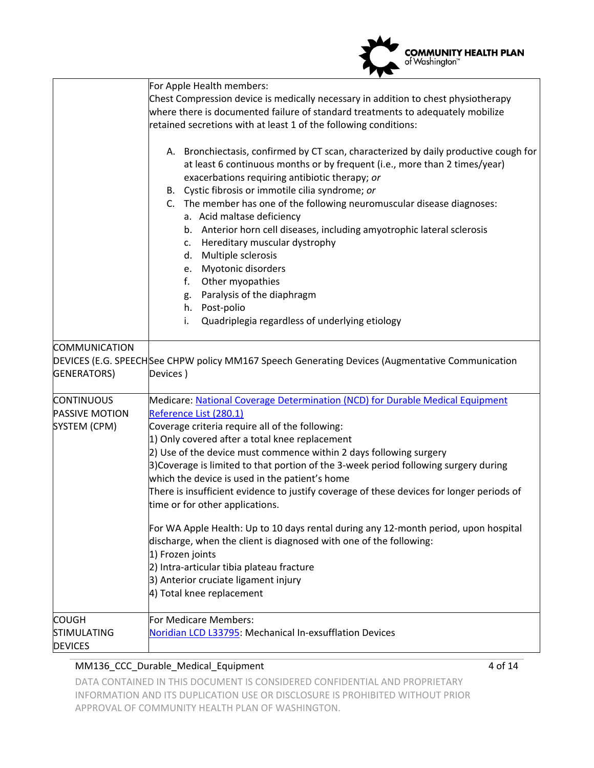| | |
|---|---|
| | For Apple Health members:<br>Chest Compression device is medically necessary in addition to chest physiotherapy where there is documented failure of standard treatments to adequately mobilize retained secretions with at least 1 of the following conditions:<br><br>A. Bronchiectasis, confirmed by CT scan, characterized by daily productive cough for at least 6 continuous months or by frequent (i.e., more than 2 times/year) exacerbations requiring antibiotic therapy; *or*<br>B. Cystic fibrosis or immotile cilia syndrome; *or*<br>C. The member has one of the following neuromuscular disease diagnoses:<br>a. Acid maltase deficiency<br>b. Anterior horn cell diseases, including amyotrophic lateral sclerosis<br>c. Hereditary muscular dystrophy<br>d. Multiple sclerosis<br>e. Myotonic disorders<br>f. Other myopathies<br>g. Paralysis of the diaphragm<br>h. Post-polio<br>i. Quadriplegia regardless of underlying etiology |
| COMMUNICATION DEVICES (E.G. SPEECH GENERATORS) | See CHPW policy MM167 Speech Generating Devices (Augmentative Communication Devices ) |
| CONTINUOUS PASSIVE MOTION SYSTEM (CPM) | Medicare: [National Coverage Determination (NCD) for Durable Medical Equipment Reference List (280.1)]<br>Coverage criteria require all of the following:<br>1) Only covered after a total knee replacement<br>2) Use of the device must commence within 2 days following surgery<br>3)Coverage is limited to that portion of the 3-week period following surgery during which the device is used in the patient's home<br>There is insufficient evidence to justify coverage of these devices for longer periods of time or for other applications.<br><br>For WA Apple Health: Up to 10 days rental during any 12-month period, upon hospital discharge, when the client is diagnosed with one of the following:<br>1) Frozen joints<br>2) Intra-articular tibia plateau fracture<br>3) Anterior cruciate ligament injury<br>4) Total knee replacement |
| COUGH STIMULATING DEVICES | For Medicare Members:<br>[Noridian LCD L33795]: Mechanical In-exsufflation Devices |

DATA CONTAINED IN THIS DOCUMENT IS CONSIDERED CONFIDENTIAL AND PROPRIETARY INFORMATION AND ITS DUPLICATION USE OR DISCLOSURE IS PROHIBITED WITHOUT PRIOR APPROVAL OF COMMUNITY HEALTH PLAN OF WASHINGTON.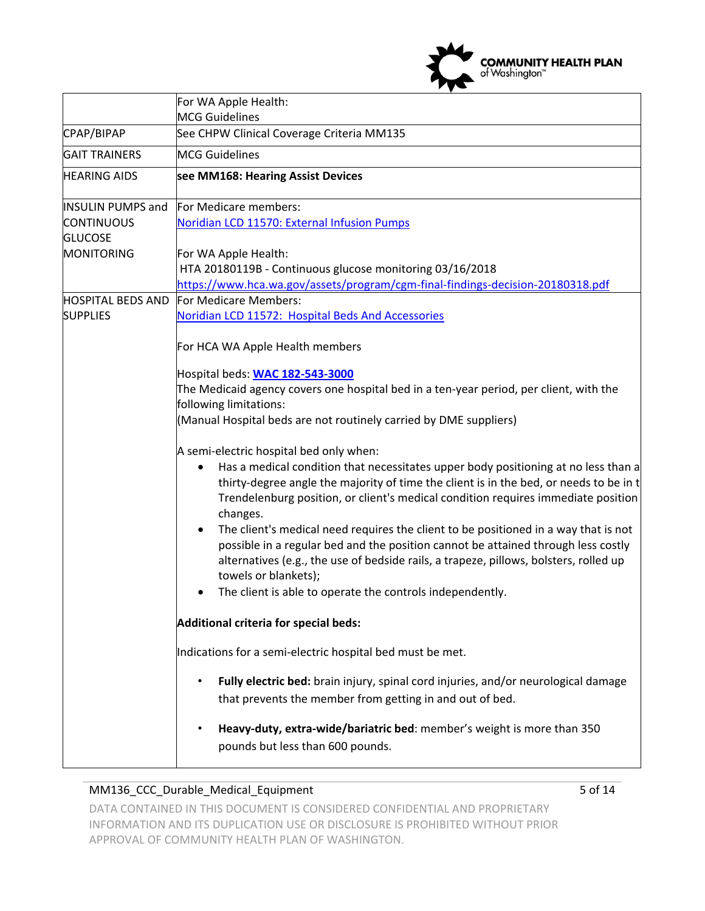| | |
|---|---|
| | For WA Apple Health:<br>MCG Guidelines |
| CPAP/BIPAP | See CHPW Clinical Coverage Criteria MM135 |
| GAIT TRAINERS | MCG Guidelines |
| HEARING AIDS | **see MM168: Hearing Assist Devices** |
| INSULIN PUMPS and CONTINUOUS GLUCOSE MONITORING | For Medicare members:<br>Noridian LCD 11570: External Infusion Pumps<br><br>For WA Apple Health:<br>HTA 20180119B - Continuous glucose monitoring 03/16/2018<br>https://www.hca.wa.gov/assets/program/cgm-final-findings-decision-20180318.pdf |
| HOSPITAL BEDS AND SUPPLIES | For Medicare Members:<br>Noridian LCD 11572: Hospital Beds And Accessories<br><br>For HCA WA Apple Health members<br><br>Hospital beds: **WAC 182-543-3000**<br>The Medicaid agency covers one hospital bed in a ten-year period, per client, with the following limitations:<br>(Manual Hospital beds are not routinely carried by DME suppliers)<br><br>A semi-electric hospital bed only when:<br>• Has a medical condition that necessitates upper body positioning at no less than a thirty-degree angle the majority of time the client is in the bed, or needs to be in t Trendelenburg position, or client's medical condition requires immediate position changes.<br>• The client's medical need requires the client to be positioned in a way that is not possible in a regular bed and the position cannot be attained through less costly alternatives (e.g., the use of bedside rails, a trapeze, pillows, bolsters, rolled up towels or blankets);<br>• The client is able to operate the controls independently.<br><br>**Additional criteria for special beds:**<br><br>Indications for a semi-electric hospital bed must be met.<br><br>• **Fully electric bed:** brain injury, spinal cord injuries, and/or neurological damage that prevents the member from getting in and out of bed.<br><br>• **Heavy-duty, extra-wide/bariatric bed**: member's weight is more than 350 pounds but less than 600 pounds. |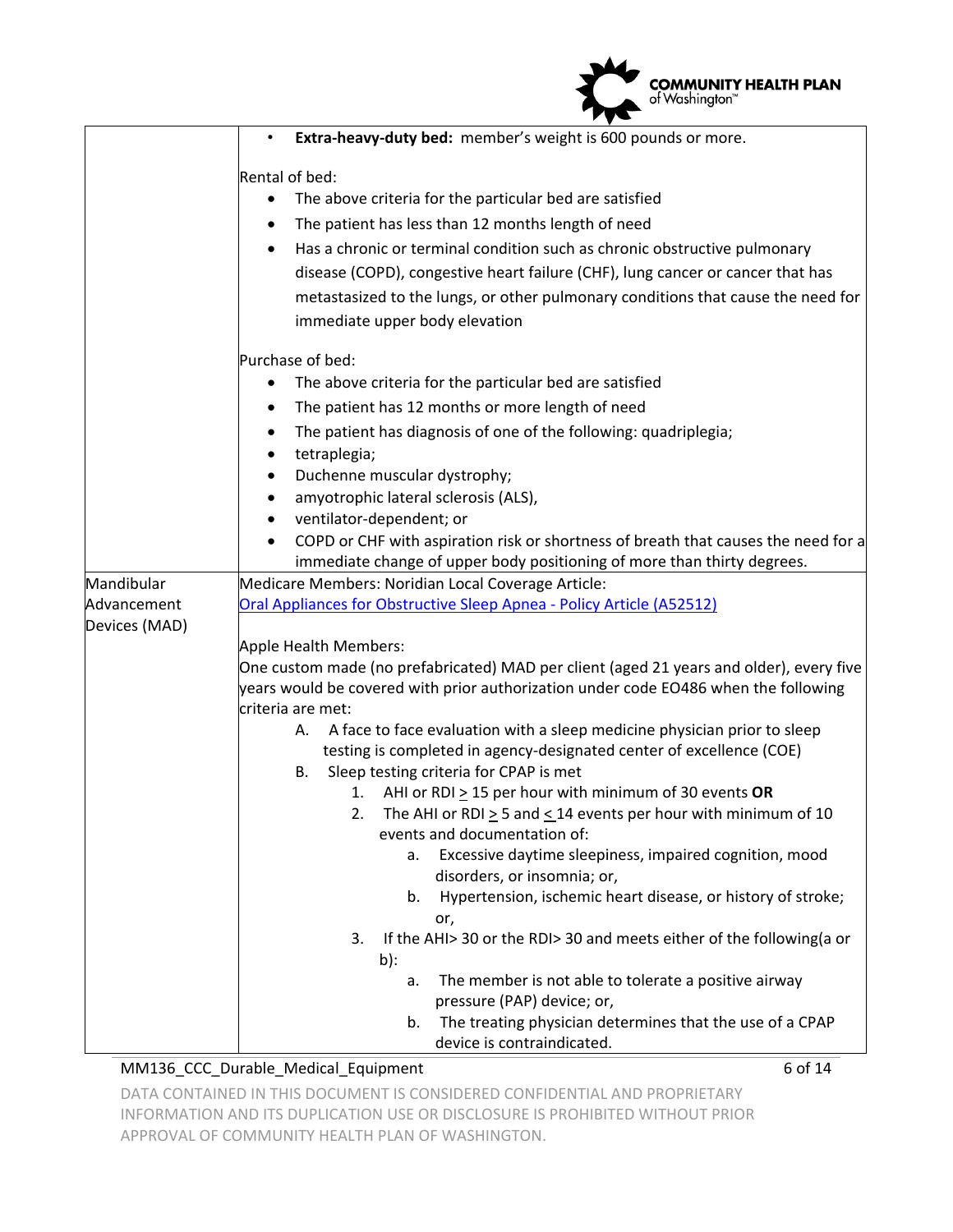| | |
|---|---|
| | • **Extra-heavy-duty bed:** member's weight is 600 pounds or more.<br><br>Rental of bed:<br>• The above criteria for the particular bed are satisfied<br>• The patient has less than 12 months length of need<br>• Has a chronic or terminal condition such as chronic obstructive pulmonary disease (COPD), congestive heart failure (CHF), lung cancer or cancer that has metastasized to the lungs, or other pulmonary conditions that cause the need for immediate upper body elevation<br><br>Purchase of bed:<br>• The above criteria for the particular bed are satisfied<br>• The patient has 12 months or more length of need<br>• The patient has diagnosis of one of the following: quadriplegia;<br>• tetraplegia;<br>• Duchenne muscular dystrophy;<br>• amyotrophic lateral sclerosis (ALS),<br>• ventilator-dependent; or<br>• COPD or CHF with aspiration risk or shortness of breath that causes the need for a immediate change of upper body positioning of more than thirty degrees. |
| Mandibular Advancement Devices (MAD) | Medicare Members: Noridian Local Coverage Article:<br>[Oral Appliances for Obstructive Sleep Apnea - Policy Article (A52512)]<br><br>Apple Health Members:<br>One custom made (no prefabricated) MAD per client (aged 21 years and older), every five years would be covered with prior authorization under code EO486 when the following criteria are met:<br>A. A face to face evaluation with a sleep medicine physician prior to sleep testing is completed in agency-designated center of excellence (COE)<br>B. Sleep testing criteria for CPAP is met<br>1. AHI or RDI $\geq$ 15 per hour with minimum of 30 events **OR**<br>2. The AHI or RDI $\geq$ 5 and $\leq$ 14 events per hour with minimum of 10 events and documentation of:<br>a. Excessive daytime sleepiness, impaired cognition, mood disorders, or insomnia; or,<br>b. Hypertension, ischemic heart disease, or history of stroke; or,<br>3. If the AHI> 30 or the RDI> 30 and meets either of the following(a or b):<br>a. The member is not able to tolerate a positive airway pressure (PAP) device; or,<br>b. The treating physician determines that the use of a CPAP device is contraindicated. |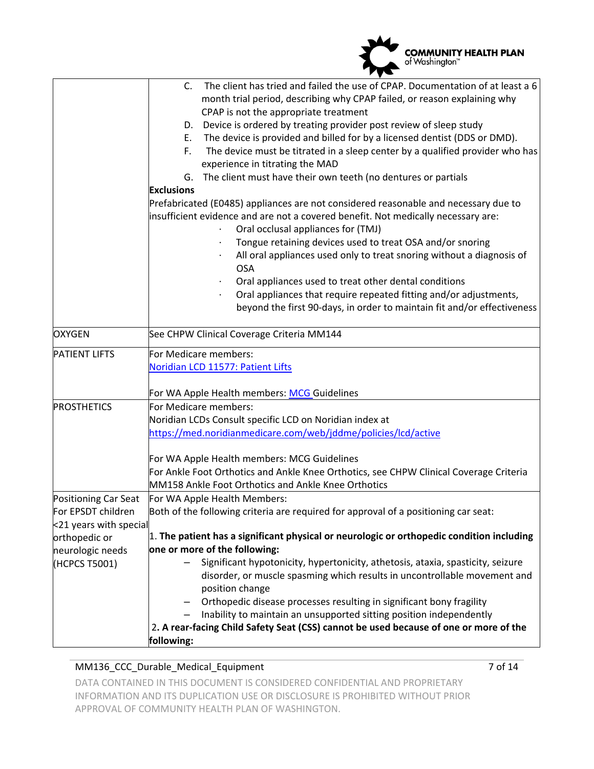| | |
|---|---|
| | C. The client has tried and failed the use of CPAP. Documentation of at least a 6 month trial period, describing why CPAP failed, or reason explaining why CPAP is not the appropriate treatment<br>D. Device is ordered by treating provider post review of sleep study<br>E. The device is provided and billed for by a licensed dentist (DDS or DMD).<br>F. The device must be titrated in a sleep center by a qualified provider who has experience in titrating the MAD<br>G. The client must have their own teeth (no dentures or partials<br>**Exclusions**<br>Prefabricated (E0485) appliances are not considered reasonable and necessary due to insufficient evidence and are not a covered benefit. Not medically necessary are:<br>· Oral occlusal appliances for (TMJ)<br>· Tongue retaining devices used to treat OSA and/or snoring<br>· All oral appliances used only to treat snoring without a diagnosis of OSA<br>· Oral appliances used to treat other dental conditions<br>· Oral appliances that require repeated fitting and/or adjustments, beyond the first 90-days, in order to maintain fit and/or effectiveness |
| OXYGEN | See CHPW Clinical Coverage Criteria MM144 |
| PATIENT LIFTS | For Medicare members:<br>[Noridian LCD 11577: Patient Lifts]<br><br>For WA Apple Health members: [MCG] Guidelines |
| PROSTHETICS | For Medicare members:<br>Noridian LCDs Consult specific LCD on Noridian index at<br>https://med.noridianmedicare.com/web/jddme/policies/lcd/active<br><br>For WA Apple Health members: MCG Guidelines<br>For Ankle Foot Orthotics and Ankle Knee Orthotics, see CHPW Clinical Coverage Criteria MM158 Ankle Foot Orthotics and Ankle Knee Orthotics |
| Positioning Car Seat For EPSDT children <21 years with special orthopedic or neurologic needs (HCPCS T5001) | For WA Apple Health Members:<br>Both of the following criteria are required for approval of a positioning car seat:<br><br>1. **The patient has a significant physical or neurologic or orthopedic condition including one or more of the following:**<br>– Significant hypotonicity, hypertonicity, athetosis, ataxia, spasticity, seizure disorder, or muscle spasming which results in uncontrollable movement and position change<br>– Orthopedic disease processes resulting in significant bony fragility<br>– Inability to maintain an unsupported sitting position independently<br>2. **A rear-facing Child Safety Seat (CSS) cannot be used because of one or more of the following:** |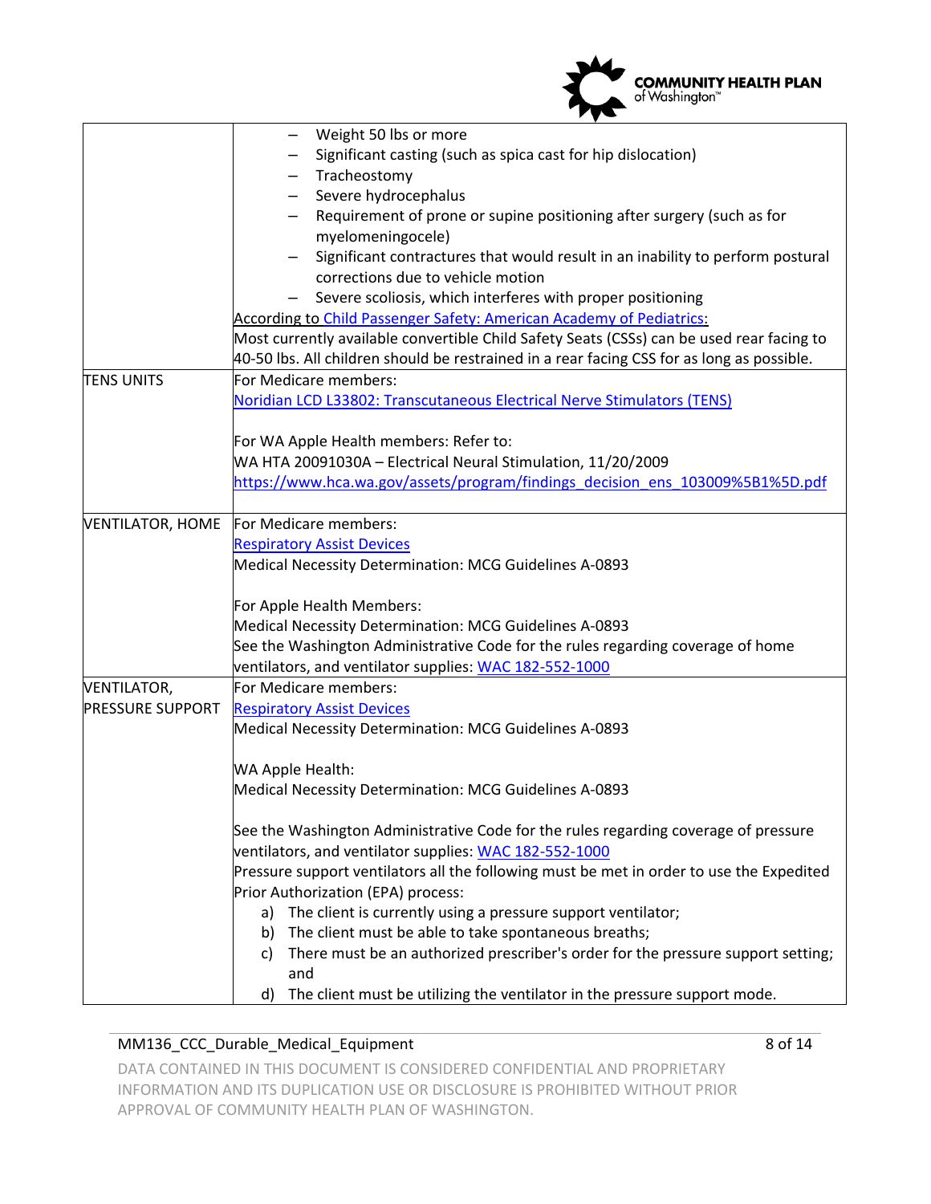| | |
|---|---|
| | – Weight 50 lbs or more<br>– Significant casting (such as spica cast for hip dislocation)<br>– Tracheostomy<br>– Severe hydrocephalus<br>– Requirement of prone or supine positioning after surgery (such as for myelomeningocele)<br>– Significant contractures that would result in an inability to perform postural corrections due to vehicle motion<br>– Severe scoliosis, which interferes with proper positioning<br>According to Child Passenger Safety: American Academy of Pediatrics:<br>Most currently available convertible Child Safety Seats (CSSs) can be used rear facing to 40-50 lbs. All children should be restrained in a rear facing CSS for as long as possible. |
| TENS UNITS | For Medicare members:<br>Noridian LCD L33802: Transcutaneous Electrical Nerve Stimulators (TENS)<br><br>For WA Apple Health members: Refer to:<br>WA HTA 20091030A – Electrical Neural Stimulation, 11/20/2009<br>https://www.hca.wa.gov/assets/program/findings_decision_ens_103009%5B1%5D.pdf |
| VENTILATOR, HOME | For Medicare members:<br>Respiratory Assist Devices<br>Medical Necessity Determination: MCG Guidelines A-0893<br><br>For Apple Health Members:<br>Medical Necessity Determination: MCG Guidelines A-0893<br>See the Washington Administrative Code for the rules regarding coverage of home ventilators, and ventilator supplies: WAC 182-552-1000 |
| VENTILATOR, PRESSURE SUPPORT | For Medicare members:<br>Respiratory Assist Devices<br>Medical Necessity Determination: MCG Guidelines A-0893<br><br>WA Apple Health:<br>Medical Necessity Determination: MCG Guidelines A-0893<br><br>See the Washington Administrative Code for the rules regarding coverage of pressure ventilators, and ventilator supplies: WAC 182-552-1000<br>Pressure support ventilators all the following must be met in order to use the Expedited Prior Authorization (EPA) process:<br>a) The client is currently using a pressure support ventilator;<br>b) The client must be able to take spontaneous breaths;<br>c) There must be an authorized prescriber's order for the pressure support setting; and<br>d) The client must be utilizing the ventilator in the pressure support mode. |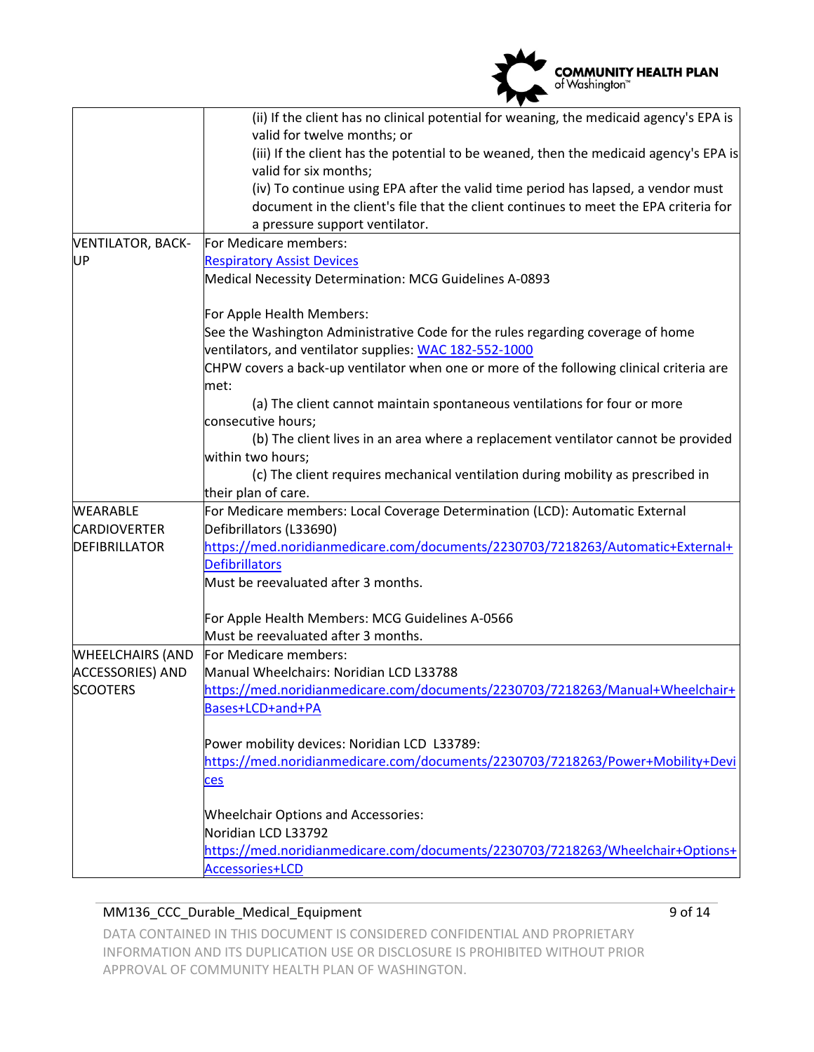| | |
|---|---|
| | (ii) If the client has no clinical potential for weaning, the medicaid agency's EPA is valid for twelve months; or<br>(iii) If the client has the potential to be weaned, then the medicaid agency's EPA is valid for six months;<br>(iv) To continue using EPA after the valid time period has lapsed, a vendor must document in the client's file that the client continues to meet the EPA criteria for a pressure support ventilator. |
| VENTILATOR, BACK-UP | For Medicare members:<br>Respiratory Assist Devices<br>Medical Necessity Determination: MCG Guidelines A-0893<br><br>For Apple Health Members:<br>See the Washington Administrative Code for the rules regarding coverage of home ventilators, and ventilator supplies: WAC 182-552-1000<br>CHPW covers a back-up ventilator when one or more of the following clinical criteria are met:<br>(a) The client cannot maintain spontaneous ventilations for four or more consecutive hours;<br>(b) The client lives in an area where a replacement ventilator cannot be provided within two hours;<br>(c) The client requires mechanical ventilation during mobility as prescribed in their plan of care. |
| WEARABLE CARDIOVERTER DEFIBRILLATOR | For Medicare members: Local Coverage Determination (LCD): Automatic External Defibrillators (L33690)<br>https://med.noridianmedicare.com/documents/2230703/7218263/Automatic+External+Defibrillators<br>Must be reevaluated after 3 months.<br><br>For Apple Health Members: MCG Guidelines A-0566<br>Must be reevaluated after 3 months. |
| WHEELCHAIRS (AND ACCESSORIES) AND SCOOTERS | For Medicare members:<br>Manual Wheelchairs: Noridian LCD L33788<br>https://med.noridianmedicare.com/documents/2230703/7218263/Manual+Wheelchair+Bases+LCD+and+PA<br><br>Power mobility devices: Noridian LCD L33789:<br>https://med.noridianmedicare.com/documents/2230703/7218263/Power+Mobility+Devices<br><br>Wheelchair Options and Accessories:<br>Noridian LCD L33792<br>https://med.noridianmedicare.com/documents/2230703/7218263/Wheelchair+Options+Accessories+LCD |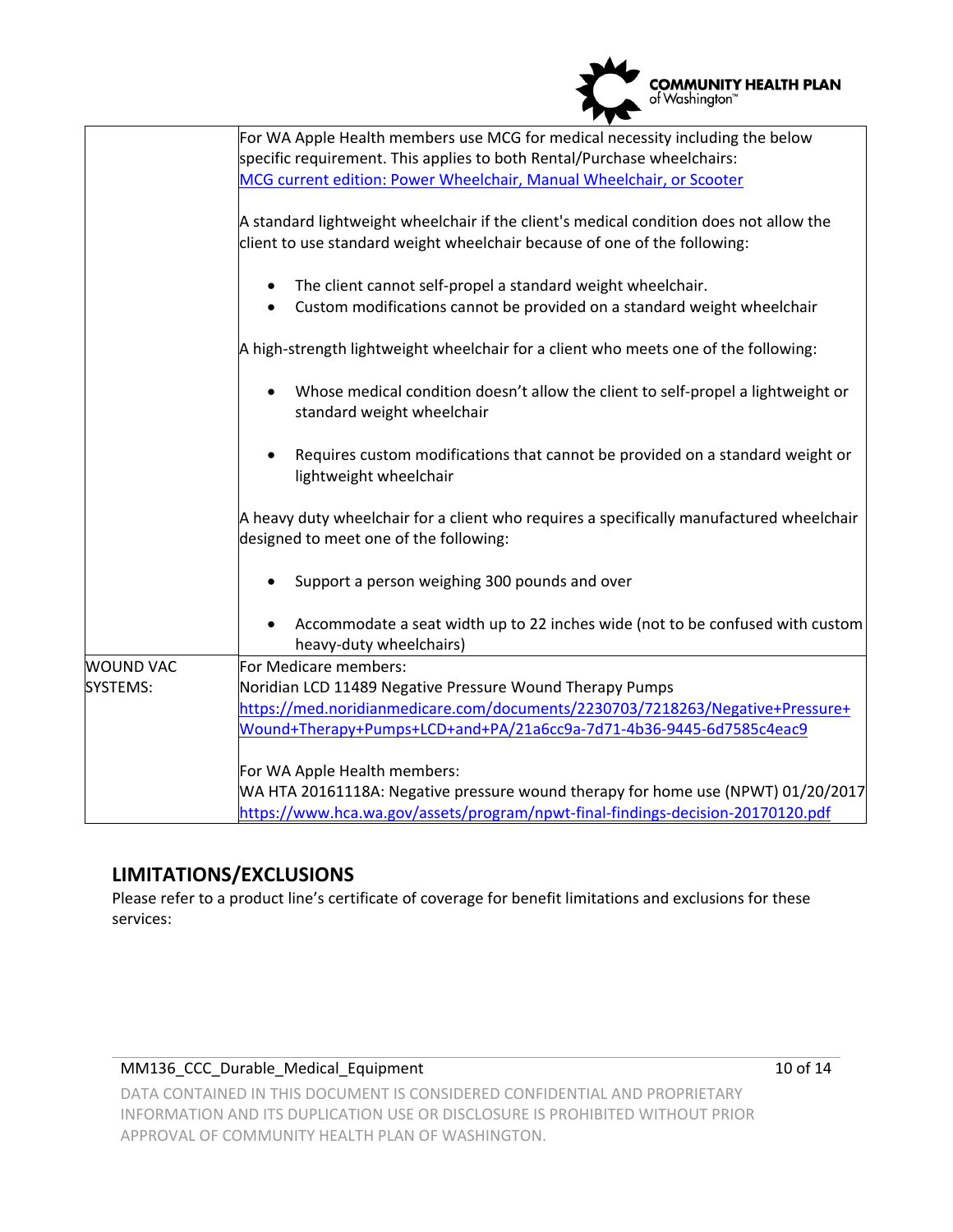| | |
|---|---|
| | For WA Apple Health members use MCG for medical necessity including the below specific requirement. This applies to both Rental/Purchase wheelchairs:<br>[MCG current edition: Power Wheelchair, Manual Wheelchair, or Scooter]()<br><br>A standard lightweight wheelchair if the client's medical condition does not allow the client to use standard weight wheelchair because of one of the following:<br><br>• The client cannot self-propel a standard weight wheelchair.<br>• Custom modifications cannot be provided on a standard weight wheelchair<br><br>A high-strength lightweight wheelchair for a client who meets one of the following:<br><br>• Whose medical condition doesn't allow the client to self-propel a lightweight or standard weight wheelchair<br><br>• Requires custom modifications that cannot be provided on a standard weight or lightweight wheelchair<br><br>A heavy duty wheelchair for a client who requires a specifically manufactured wheelchair designed to meet one of the following:<br><br>• Support a person weighing 300 pounds and over<br><br>• Accommodate a seat width up to 22 inches wide (not to be confused with custom heavy-duty wheelchairs) |
| WOUND VAC SYSTEMS: | For Medicare members:<br>Noridian LCD 11489 Negative Pressure Wound Therapy Pumps<br>https://med.noridianmedicare.com/documents/2230703/7218263/Negative+Pressure+Wound+Therapy+Pumps+LCD+and+PA/21a6cc9a-7d71-4b36-9445-6d7585c4eac9<br><br>For WA Apple Health members:<br>WA HTA 20161118A: Negative pressure wound therapy for home use (NPWT) 01/20/2017<br>https://www.hca.wa.gov/assets/program/npwt-final-findings-decision-20170120.pdf |

## LIMITATIONS/EXCLUSIONS

Please refer to a product line's certificate of coverage for benefit limitations and exclusions for these services: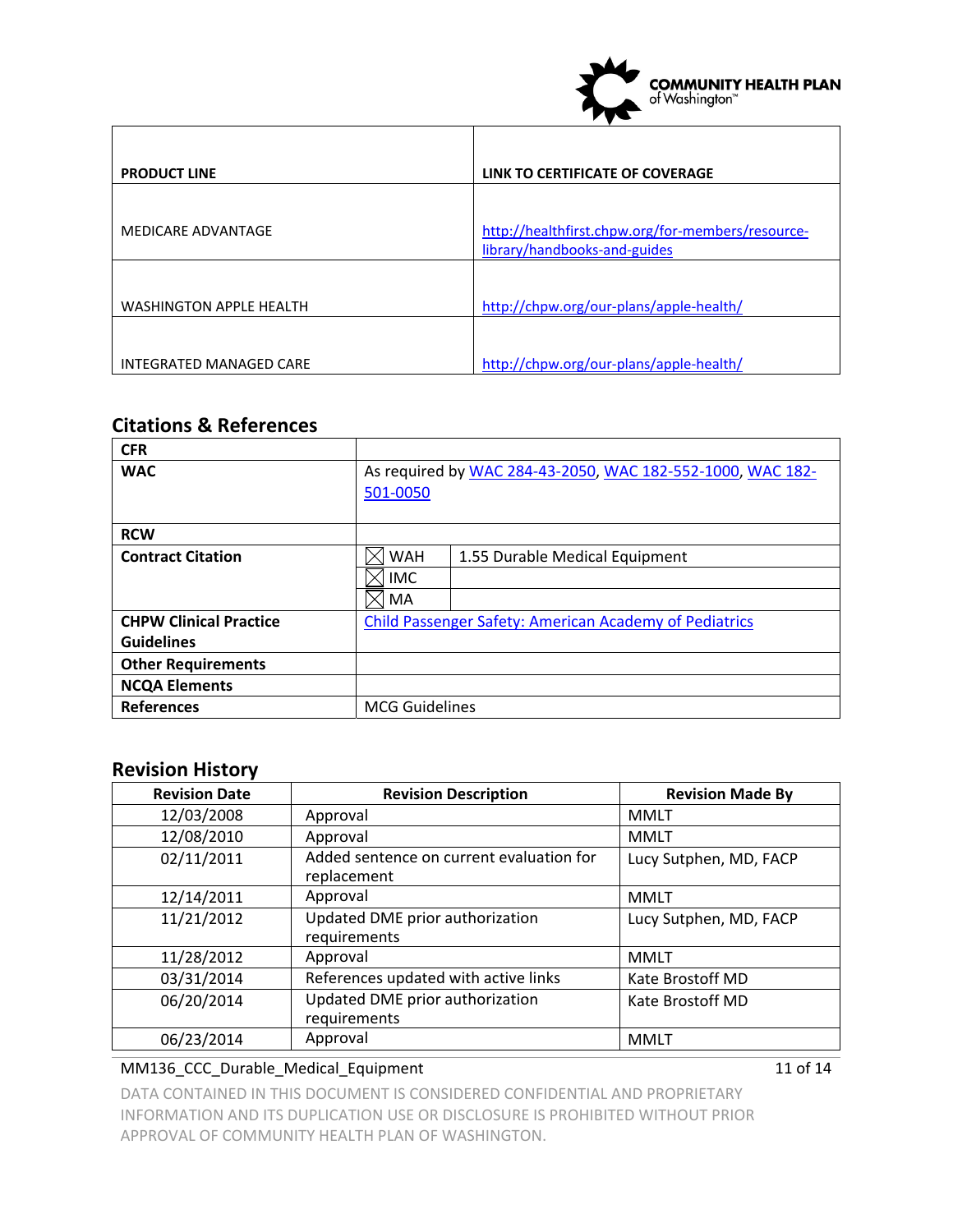| PRODUCT LINE | LINK TO CERTIFICATE OF COVERAGE |
|---|---|
| MEDICARE ADVANTAGE | [http://healthfirst.chpw.org/for-members/resource-library/handbooks-and-guides](http://healthfirst.chpw.org/for-members/resource-library/handbooks-and-guides) |
| WASHINGTON APPLE HEALTH | [http://chpw.org/our-plans/apple-health/](http://chpw.org/our-plans/apple-health/) |
| INTEGRATED MANAGED CARE | [http://chpw.org/our-plans/apple-health/](http://chpw.org/our-plans/apple-health/) |

## Citations & References

| | | |
|---|---|---|
| **CFR** | | |
| **WAC** | As required by WAC 284-43-2050, WAC 182-552-1000, WAC 182-501-0050 | |
| **RCW** | | |
| **Contract Citation** | ☒ WAH | 1.55 Durable Medical Equipment |
| | ☒ IMC | |
| | ☒ MA | |
| **CHPW Clinical Practice Guidelines** | Child Passenger Safety: American Academy of Pediatrics | |
| **Other Requirements** | | |
| **NCQA Elements** | | |
| **References** | MCG Guidelines | |

## Revision History

| Revision Date | Revision Description | Revision Made By |
|---|---|---|
| 12/03/2008 | Approval | MMLT |
| 12/08/2010 | Approval | MMLT |
| 02/11/2011 | Added sentence on current evaluation for replacement | Lucy Sutphen, MD, FACP |
| 12/14/2011 | Approval | MMLT |
| 11/21/2012 | Updated DME prior authorization requirements | Lucy Sutphen, MD, FACP |
| 11/28/2012 | Approval | MMLT |
| 03/31/2014 | References updated with active links | Kate Brostoff MD |
| 06/20/2014 | Updated DME prior authorization requirements | Kate Brostoff MD |
| 06/23/2014 | Approval | MMLT |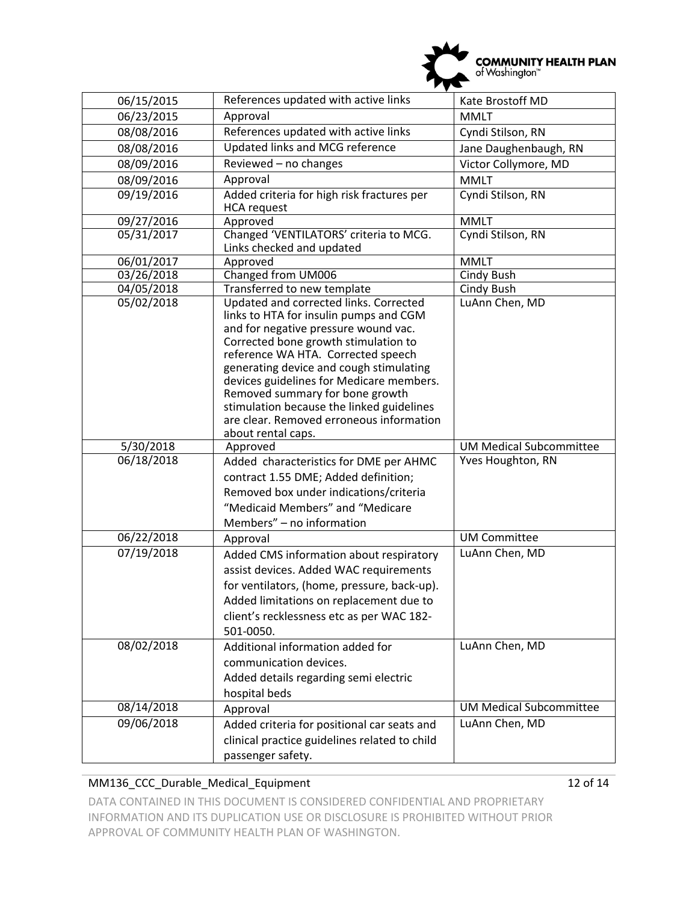| 06/15/2015 | References updated with active links | Kate Brostoff MD |
|---|---|---|
| 06/23/2015 | Approval | MMLT |
| 08/08/2016 | References updated with active links | Cyndi Stilson, RN |
| 08/08/2016 | Updated links and MCG reference | Jane Daughenbaugh, RN |
| 08/09/2016 | Reviewed – no changes | Victor Collymore, MD |
| 08/09/2016 | Approval | MMLT |
| 09/19/2016 | Added criteria for high risk fractures per HCA request | Cyndi Stilson, RN |
| 09/27/2016 | Approved | MMLT |
| 05/31/2017 | Changed 'VENTILATORS' criteria to MCG. Links checked and updated | Cyndi Stilson, RN |
| 06/01/2017 | Approved | MMLT |
| 03/26/2018 | Changed from UM006 | Cindy Bush |
| 04/05/2018 | Transferred to new template | Cindy Bush |
| 05/02/2018 | Updated and corrected links. Corrected links to HTA for insulin pumps and CGM and for negative pressure wound vac. Corrected bone growth stimulation to reference WA HTA. Corrected speech generating device and cough stimulating devices guidelines for Medicare members. Removed summary for bone growth stimulation because the linked guidelines are clear. Removed erroneous information about rental caps. | LuAnn Chen, MD |
| 5/30/2018 | Approved | UM Medical Subcommittee |
| 06/18/2018 | Added characteristics for DME per AHMC contract 1.55 DME; Added definition; Removed box under indications/criteria "Medicaid Members" and "Medicare Members" – no information | Yves Houghton, RN |
| 06/22/2018 | Approval | UM Committee |
| 07/19/2018 | Added CMS information about respiratory assist devices. Added WAC requirements for ventilators, (home, pressure, back-up). Added limitations on replacement due to client's recklessness etc as per WAC 182-501-0050. | LuAnn Chen, MD |
| 08/02/2018 | Additional information added for communication devices. Added details regarding semi electric hospital beds | LuAnn Chen, MD |
| 08/14/2018 | Approval | UM Medical Subcommittee |
| 09/06/2018 | Added criteria for positional car seats and clinical practice guidelines related to child passenger safety. | LuAnn Chen, MD |

MM136_CCC_Durable_Medical_Equipment

DATA CONTAINED IN THIS DOCUMENT IS CONSIDERED CONFIDENTIAL AND PROPRIETARY INFORMATION AND ITS DUPLICATION USE OR DISCLOSURE IS PROHIBITED WITHOUT PRIOR APPROVAL OF COMMUNITY HEALTH PLAN OF WASHINGTON.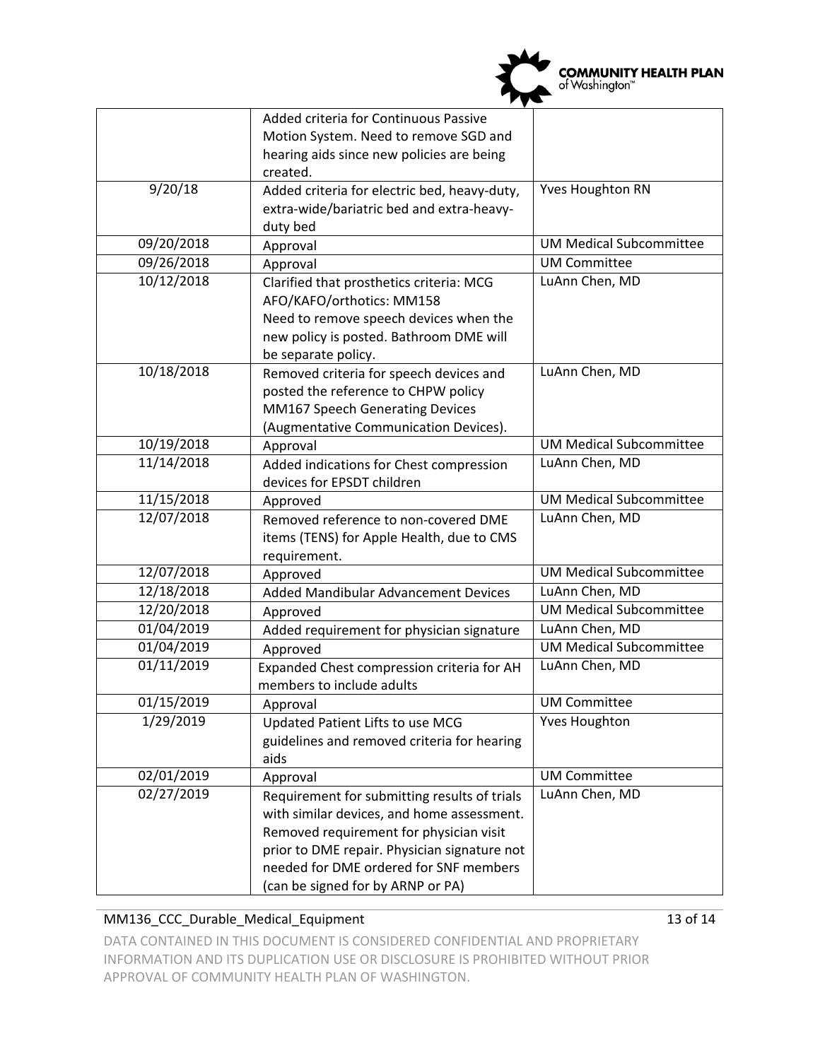| | | |
|---|---|---|
| | Added criteria for Continuous Passive Motion System. Need to remove SGD and hearing aids since new policies are being created. | |
| 9/20/18 | Added criteria for electric bed, heavy-duty, extra-wide/bariatric bed and extra-heavy-duty bed | Yves Houghton RN |
| 09/20/2018 | Approval | UM Medical Subcommittee |
| 09/26/2018 | Approval | UM Committee |
| 10/12/2018 | Clarified that prosthetics criteria: MCG AFO/KAFO/orthotics: MM158 Need to remove speech devices when the new policy is posted. Bathroom DME will be separate policy. | LuAnn Chen, MD |
| 10/18/2018 | Removed criteria for speech devices and posted the reference to CHPW policy MM167 Speech Generating Devices (Augmentative Communication Devices). | LuAnn Chen, MD |
| 10/19/2018 | Approval | UM Medical Subcommittee |
| 11/14/2018 | Added indications for Chest compression devices for EPSDT children | LuAnn Chen, MD |
| 11/15/2018 | Approved | UM Medical Subcommittee |
| 12/07/2018 | Removed reference to non-covered DME items (TENS) for Apple Health, due to CMS requirement. | LuAnn Chen, MD |
| 12/07/2018 | Approved | UM Medical Subcommittee |
| 12/18/2018 | Added Mandibular Advancement Devices | LuAnn Chen, MD |
| 12/20/2018 | Approved | UM Medical Subcommittee |
| 01/04/2019 | Added requirement for physician signature | LuAnn Chen, MD |
| 01/04/2019 | Approved | UM Medical Subcommittee |
| 01/11/2019 | Expanded Chest compression criteria for AH members to include adults | LuAnn Chen, MD |
| 01/15/2019 | Approval | UM Committee |
| 1/29/2019 | Updated Patient Lifts to use MCG guidelines and removed criteria for hearing aids | Yves Houghton |
| 02/01/2019 | Approval | UM Committee |
| 02/27/2019 | Requirement for submitting results of trials with similar devices, and home assessment. Removed requirement for physician visit prior to DME repair. Physician signature not needed for DME ordered for SNF members (can be signed for by ARNP or PA) | LuAnn Chen, MD |

MM136_CCC_Durable_Medical_Equipment

DATA CONTAINED IN THIS DOCUMENT IS CONSIDERED CONFIDENTIAL AND PROPRIETARY INFORMATION AND ITS DUPLICATION USE OR DISCLOSURE IS PROHIBITED WITHOUT PRIOR APPROVAL OF COMMUNITY HEALTH PLAN OF WASHINGTON.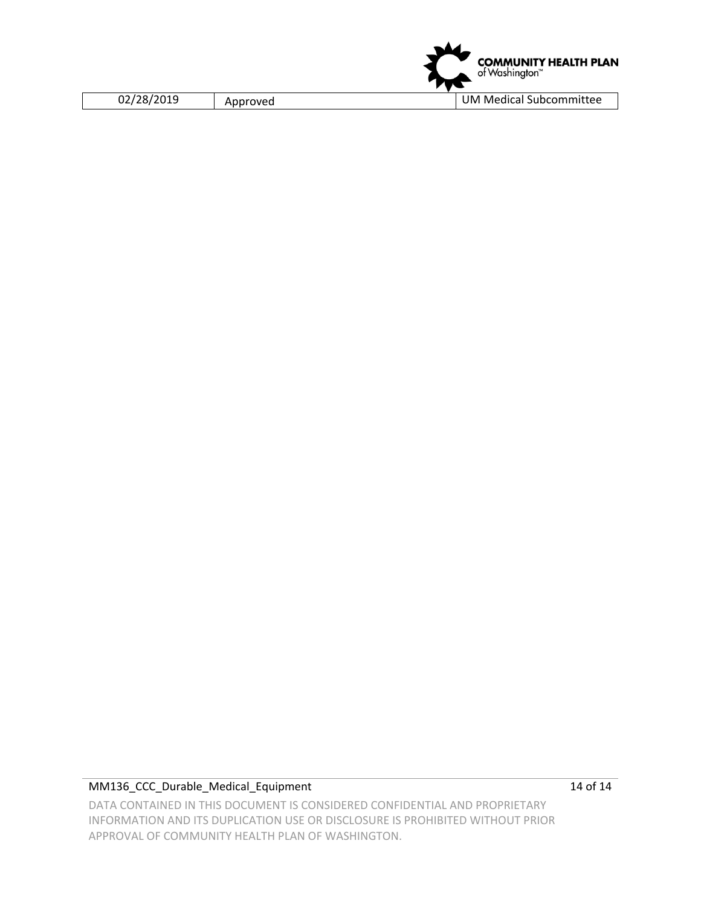| | | |
|---|---|---|
| 02/28/2019 | Approved | UM Medical Subcommittee |